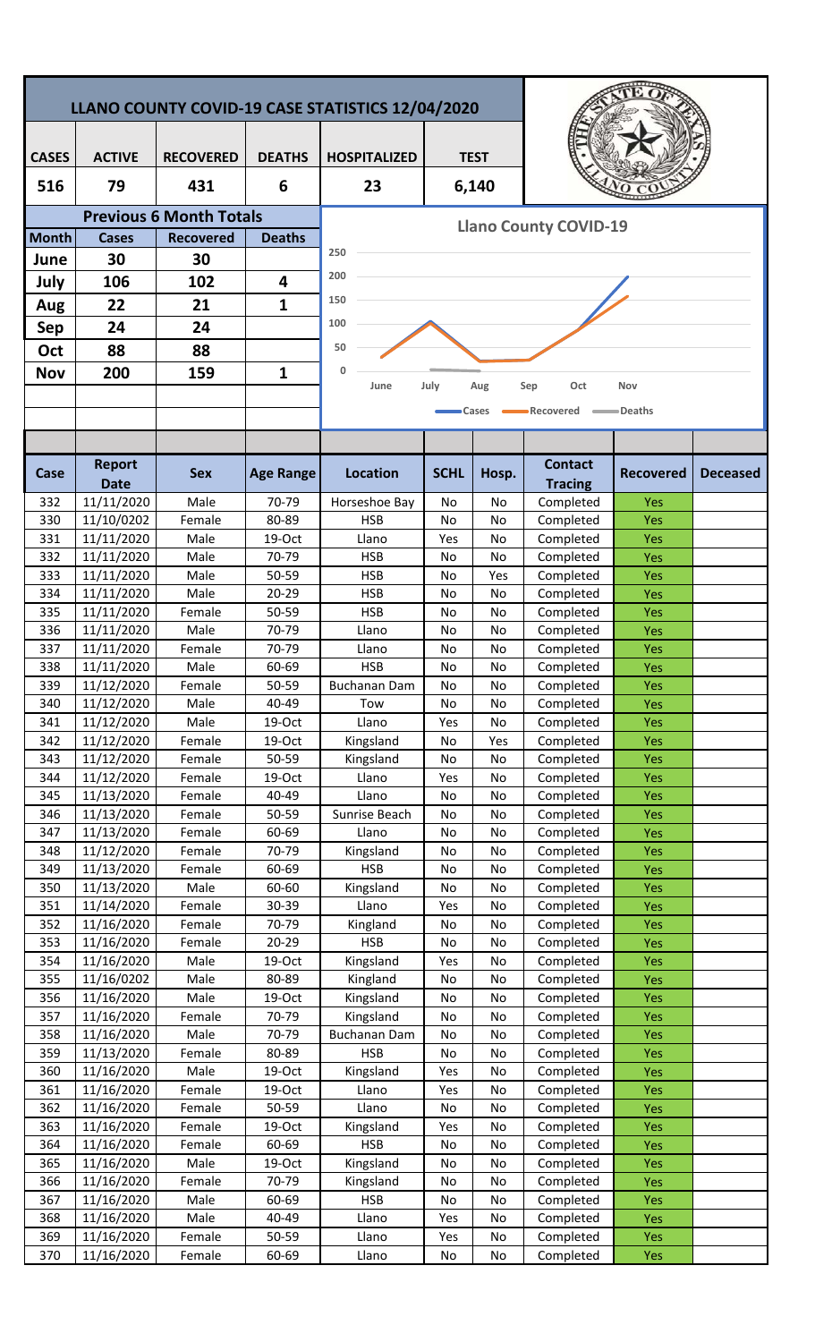# LLANO COUNTY COVID-19 CASE STATISTICS 12/04/2020

| CASES | ACTIVE | RECOVERED | DEATHS | HOSPITALIZED | TEST |
|---|---|---|---|---|---|
| 516 | 79 | 431 | 6 | 23 | 6,140 |

## Previous 6 Month Totals

| Month | Cases | Recovered | Deaths |
|---|---|---|---|
| June | 30 | 30 | |
| July | 106 | 102 | 4 |
| Aug | 22 | 21 | 1 |
| Sep | 24 | 24 | |
| Oct | 88 | 88 | |
| Nov | 200 | 159 | 1 |

## Llano County COVID-19

| Case | Report Date | Sex | Age Range | Location | SCHL | Hosp. | Contact Tracing | Recovered | Deceased |
|---|---|---|---|---|---|---|---|---|---|
| 332 | 11/11/2020 | Male | 70-79 | Horseshoe Bay | No | No | Completed | Yes | |
| 330 | 11/10/0202 | Female | 80-89 | HSB | No | No | Completed | Yes | |
| 331 | 11/11/2020 | Male | 19-Oct | Llano | Yes | No | Completed | Yes | |
| 332 | 11/11/2020 | Male | 70-79 | HSB | No | No | Completed | Yes | |
| 333 | 11/11/2020 | Male | 50-59 | HSB | No | Yes | Completed | Yes | |
| 334 | 11/11/2020 | Male | 20-29 | HSB | No | No | Completed | Yes | |
| 335 | 11/11/2020 | Female | 50-59 | HSB | No | No | Completed | Yes | |
| 336 | 11/11/2020 | Male | 70-79 | Llano | No | No | Completed | Yes | |
| 337 | 11/11/2020 | Female | 70-79 | Llano | No | No | Completed | Yes | |
| 338 | 11/11/2020 | Male | 60-69 | HSB | No | No | Completed | Yes | |
| 339 | 11/12/2020 | Female | 50-59 | Buchanan Dam | No | No | Completed | Yes | |
| 340 | 11/12/2020 | Male | 40-49 | Tow | No | No | Completed | Yes | |
| 341 | 11/12/2020 | Male | 19-Oct | Llano | Yes | No | Completed | Yes | |
| 342 | 11/12/2020 | Female | 19-Oct | Kingsland | No | Yes | Completed | Yes | |
| 343 | 11/12/2020 | Female | 50-59 | Kingsland | No | No | Completed | Yes | |
| 344 | 11/12/2020 | Female | 19-Oct | Llano | Yes | No | Completed | Yes | |
| 345 | 11/13/2020 | Female | 40-49 | Llano | No | No | Completed | Yes | |
| 346 | 11/13/2020 | Female | 50-59 | Sunrise Beach | No | No | Completed | Yes | |
| 347 | 11/13/2020 | Female | 60-69 | Llano | No | No | Completed | Yes | |
| 348 | 11/12/2020 | Female | 70-79 | Kingsland | No | No | Completed | Yes | |
| 349 | 11/13/2020 | Female | 60-69 | HSB | No | No | Completed | Yes | |
| 350 | 11/13/2020 | Male | 60-60 | Kingsland | No | No | Completed | Yes | |
| 351 | 11/14/2020 | Female | 30-39 | Llano | Yes | No | Completed | Yes | |
| 352 | 11/16/2020 | Female | 70-79 | Kingland | No | No | Completed | Yes | |
| 353 | 11/16/2020 | Female | 20-29 | HSB | No | No | Completed | Yes | |
| 354 | 11/16/2020 | Male | 19-Oct | Kingsland | Yes | No | Completed | Yes | |
| 355 | 11/16/0202 | Male | 80-89 | Kingland | No | No | Completed | Yes | |
| 356 | 11/16/2020 | Male | 19-Oct | Kingsland | No | No | Completed | Yes | |
| 357 | 11/16/2020 | Female | 70-79 | Kingsland | No | No | Completed | Yes | |
| 358 | 11/16/2020 | Male | 70-79 | Buchanan Dam | No | No | Completed | Yes | |
| 359 | 11/13/2020 | Female | 80-89 | HSB | No | No | Completed | Yes | |
| 360 | 11/16/2020 | Male | 19-Oct | Kingsland | Yes | No | Completed | Yes | |
| 361 | 11/16/2020 | Female | 19-Oct | Llano | Yes | No | Completed | Yes | |
| 362 | 11/16/2020 | Female | 50-59 | Llano | No | No | Completed | Yes | |
| 363 | 11/16/2020 | Female | 19-Oct | Kingsland | Yes | No | Completed | Yes | |
| 364 | 11/16/2020 | Female | 60-69 | HSB | No | No | Completed | Yes | |
| 365 | 11/16/2020 | Male | 19-Oct | Kingsland | No | No | Completed | Yes | |
| 366 | 11/16/2020 | Female | 70-79 | Kingsland | No | No | Completed | Yes | |
| 367 | 11/16/2020 | Male | 60-69 | HSB | No | No | Completed | Yes | |
| 368 | 11/16/2020 | Male | 40-49 | Llano | Yes | No | Completed | Yes | |
| 369 | 11/16/2020 | Female | 50-59 | Llano | Yes | No | Completed | Yes | |
| 370 | 11/16/2020 | Female | 60-69 | Llano | No | No | Completed | Yes | |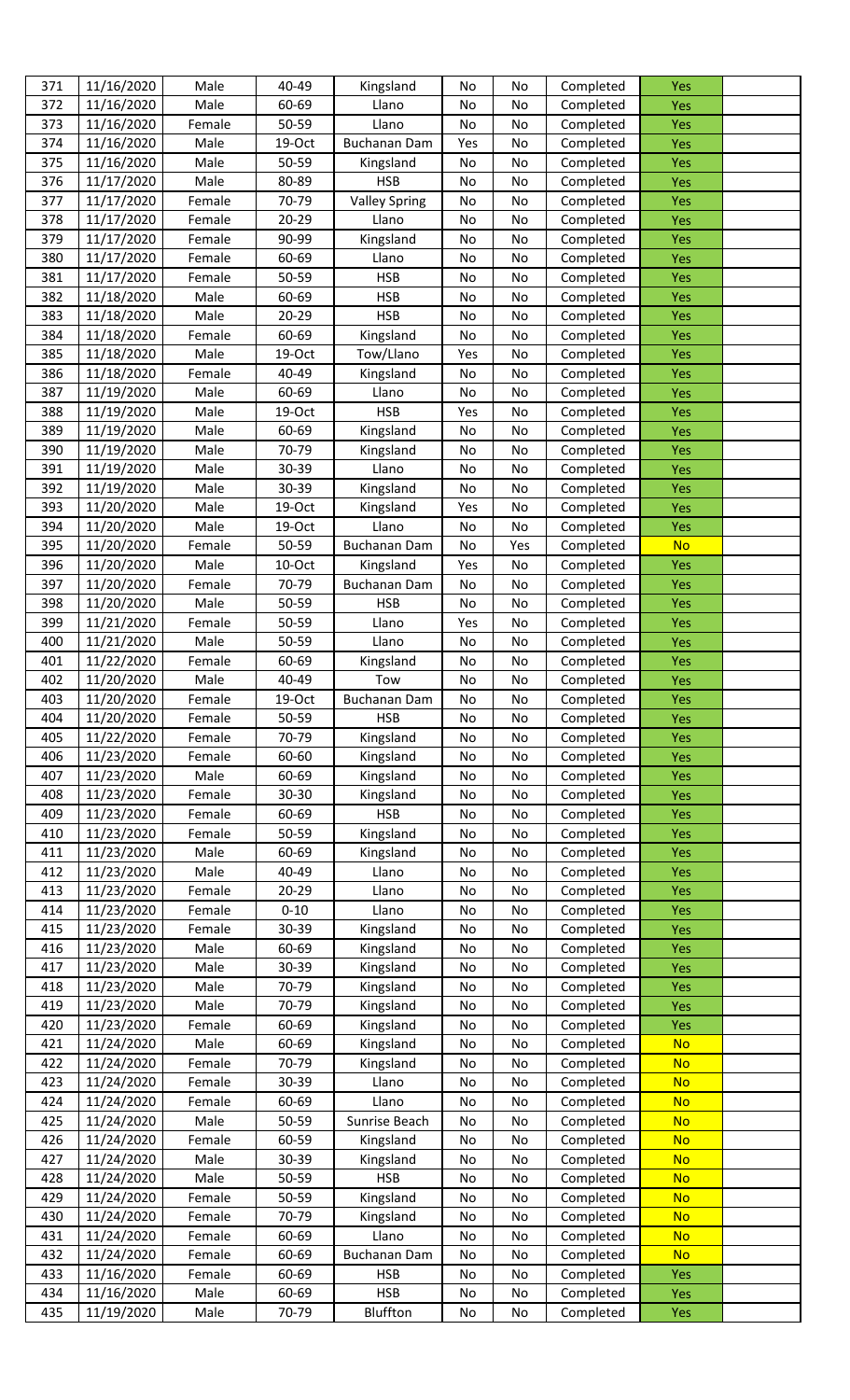| | | | | | | | | | |
|---|---|---|---|---|---|---|---|---|---|
| 371 | 11/16/2020 | Male | 40-49 | Kingsland | No | No | Completed | Yes | |
| 372 | 11/16/2020 | Male | 60-69 | Llano | No | No | Completed | Yes | |
| 373 | 11/16/2020 | Female | 50-59 | Llano | No | No | Completed | Yes | |
| 374 | 11/16/2020 | Male | 19-Oct | Buchanan Dam | Yes | No | Completed | Yes | |
| 375 | 11/16/2020 | Male | 50-59 | Kingsland | No | No | Completed | Yes | |
| 376 | 11/17/2020 | Male | 80-89 | HSB | No | No | Completed | Yes | |
| 377 | 11/17/2020 | Female | 70-79 | Valley Spring | No | No | Completed | Yes | |
| 378 | 11/17/2020 | Female | 20-29 | Llano | No | No | Completed | Yes | |
| 379 | 11/17/2020 | Female | 90-99 | Kingsland | No | No | Completed | Yes | |
| 380 | 11/17/2020 | Female | 60-69 | Llano | No | No | Completed | Yes | |
| 381 | 11/17/2020 | Female | 50-59 | HSB | No | No | Completed | Yes | |
| 382 | 11/18/2020 | Male | 60-69 | HSB | No | No | Completed | Yes | |
| 383 | 11/18/2020 | Male | 20-29 | HSB | No | No | Completed | Yes | |
| 384 | 11/18/2020 | Female | 60-69 | Kingsland | No | No | Completed | Yes | |
| 385 | 11/18/2020 | Male | 19-Oct | Tow/Llano | Yes | No | Completed | Yes | |
| 386 | 11/18/2020 | Female | 40-49 | Kingsland | No | No | Completed | Yes | |
| 387 | 11/19/2020 | Male | 60-69 | Llano | No | No | Completed | Yes | |
| 388 | 11/19/2020 | Male | 19-Oct | HSB | Yes | No | Completed | Yes | |
| 389 | 11/19/2020 | Male | 60-69 | Kingsland | No | No | Completed | Yes | |
| 390 | 11/19/2020 | Male | 70-79 | Kingsland | No | No | Completed | Yes | |
| 391 | 11/19/2020 | Male | 30-39 | Llano | No | No | Completed | Yes | |
| 392 | 11/19/2020 | Male | 30-39 | Kingsland | No | No | Completed | Yes | |
| 393 | 11/20/2020 | Male | 19-Oct | Kingsland | Yes | No | Completed | Yes | |
| 394 | 11/20/2020 | Male | 19-Oct | Llano | No | No | Completed | Yes | |
| 395 | 11/20/2020 | Female | 50-59 | Buchanan Dam | No | Yes | Completed | No | |
| 396 | 11/20/2020 | Male | 10-Oct | Kingsland | Yes | No | Completed | Yes | |
| 397 | 11/20/2020 | Female | 70-79 | Buchanan Dam | No | No | Completed | Yes | |
| 398 | 11/20/2020 | Male | 50-59 | HSB | No | No | Completed | Yes | |
| 399 | 11/21/2020 | Female | 50-59 | Llano | Yes | No | Completed | Yes | |
| 400 | 11/21/2020 | Male | 50-59 | Llano | No | No | Completed | Yes | |
| 401 | 11/22/2020 | Female | 60-69 | Kingsland | No | No | Completed | Yes | |
| 402 | 11/20/2020 | Male | 40-49 | Tow | No | No | Completed | Yes | |
| 403 | 11/20/2020 | Female | 19-Oct | Buchanan Dam | No | No | Completed | Yes | |
| 404 | 11/20/2020 | Female | 50-59 | HSB | No | No | Completed | Yes | |
| 405 | 11/22/2020 | Female | 70-79 | Kingsland | No | No | Completed | Yes | |
| 406 | 11/23/2020 | Female | 60-60 | Kingsland | No | No | Completed | Yes | |
| 407 | 11/23/2020 | Male | 60-69 | Kingsland | No | No | Completed | Yes | |
| 408 | 11/23/2020 | Female | 30-30 | Kingsland | No | No | Completed | Yes | |
| 409 | 11/23/2020 | Female | 60-69 | HSB | No | No | Completed | Yes | |
| 410 | 11/23/2020 | Female | 50-59 | Kingsland | No | No | Completed | Yes | |
| 411 | 11/23/2020 | Male | 60-69 | Kingsland | No | No | Completed | Yes | |
| 412 | 11/23/2020 | Male | 40-49 | Llano | No | No | Completed | Yes | |
| 413 | 11/23/2020 | Female | 20-29 | Llano | No | No | Completed | Yes | |
| 414 | 11/23/2020 | Female | 0-10 | Llano | No | No | Completed | Yes | |
| 415 | 11/23/2020 | Female | 30-39 | Kingsland | No | No | Completed | Yes | |
| 416 | 11/23/2020 | Male | 60-69 | Kingsland | No | No | Completed | Yes | |
| 417 | 11/23/2020 | Male | 30-39 | Kingsland | No | No | Completed | Yes | |
| 418 | 11/23/2020 | Male | 70-79 | Kingsland | No | No | Completed | Yes | |
| 419 | 11/23/2020 | Male | 70-79 | Kingsland | No | No | Completed | Yes | |
| 420 | 11/23/2020 | Female | 60-69 | Kingsland | No | No | Completed | Yes | |
| 421 | 11/24/2020 | Male | 60-69 | Kingsland | No | No | Completed | No | |
| 422 | 11/24/2020 | Female | 70-79 | Kingsland | No | No | Completed | No | |
| 423 | 11/24/2020 | Female | 30-39 | Llano | No | No | Completed | No | |
| 424 | 11/24/2020 | Female | 60-69 | Llano | No | No | Completed | No | |
| 425 | 11/24/2020 | Male | 50-59 | Sunrise Beach | No | No | Completed | No | |
| 426 | 11/24/2020 | Female | 60-59 | Kingsland | No | No | Completed | No | |
| 427 | 11/24/2020 | Male | 30-39 | Kingsland | No | No | Completed | No | |
| 428 | 11/24/2020 | Male | 50-59 | HSB | No | No | Completed | No | |
| 429 | 11/24/2020 | Female | 50-59 | Kingsland | No | No | Completed | No | |
| 430 | 11/24/2020 | Female | 70-79 | Kingsland | No | No | Completed | No | |
| 431 | 11/24/2020 | Female | 60-69 | Llano | No | No | Completed | No | |
| 432 | 11/24/2020 | Female | 60-69 | Buchanan Dam | No | No | Completed | No | |
| 433 | 11/16/2020 | Female | 60-69 | HSB | No | No | Completed | Yes | |
| 434 | 11/16/2020 | Male | 60-69 | HSB | No | No | Completed | Yes | |
| 435 | 11/19/2020 | Male | 70-79 | Bluffton | No | No | Completed | Yes | |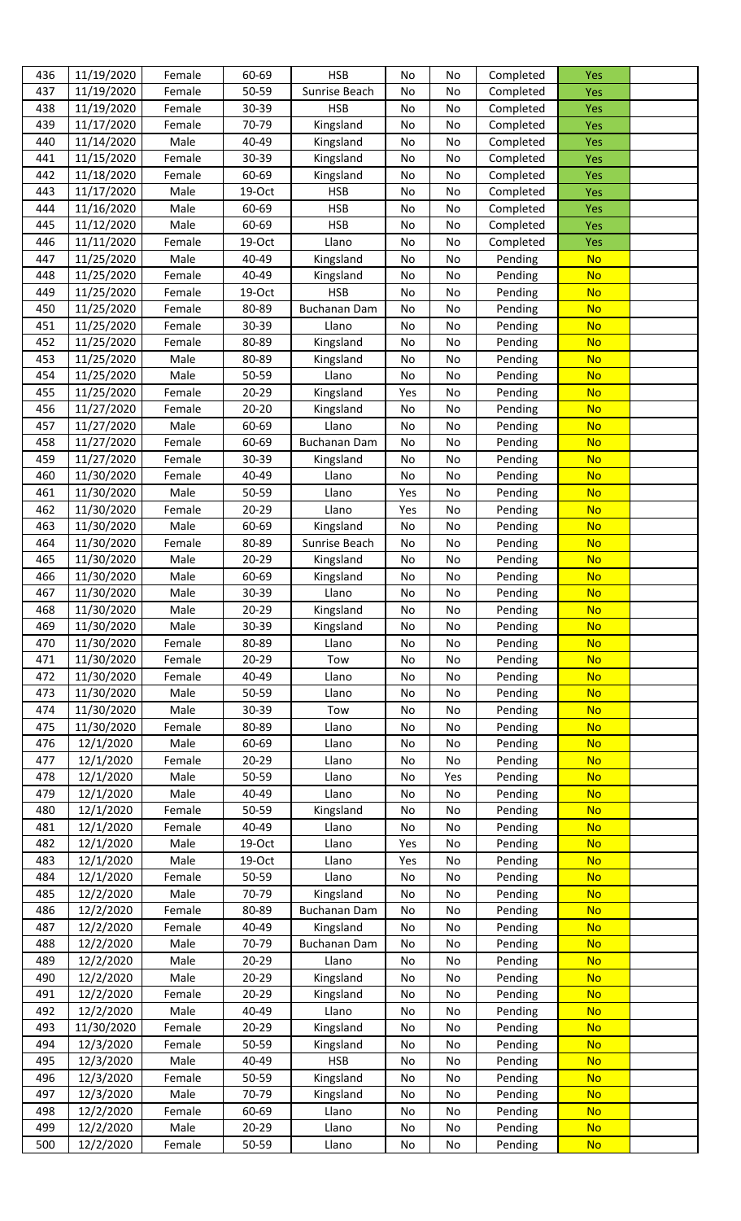| | | | | | | | | | |
|---|---|---|---|---|---|---|---|---|---|
| 436 | 11/19/2020 | Female | 60-69 | HSB | No | No | Completed | Yes | |
| 437 | 11/19/2020 | Female | 50-59 | Sunrise Beach | No | No | Completed | Yes | |
| 438 | 11/19/2020 | Female | 30-39 | HSB | No | No | Completed | Yes | |
| 439 | 11/17/2020 | Female | 70-79 | Kingsland | No | No | Completed | Yes | |
| 440 | 11/14/2020 | Male | 40-49 | Kingsland | No | No | Completed | Yes | |
| 441 | 11/15/2020 | Female | 30-39 | Kingsland | No | No | Completed | Yes | |
| 442 | 11/18/2020 | Female | 60-69 | Kingsland | No | No | Completed | Yes | |
| 443 | 11/17/2020 | Male | 19-Oct | HSB | No | No | Completed | Yes | |
| 444 | 11/16/2020 | Male | 60-69 | HSB | No | No | Completed | Yes | |
| 445 | 11/12/2020 | Male | 60-69 | HSB | No | No | Completed | Yes | |
| 446 | 11/11/2020 | Female | 19-Oct | Llano | No | No | Completed | Yes | |
| 447 | 11/25/2020 | Male | 40-49 | Kingsland | No | No | Pending | No | |
| 448 | 11/25/2020 | Female | 40-49 | Kingsland | No | No | Pending | No | |
| 449 | 11/25/2020 | Female | 19-Oct | HSB | No | No | Pending | No | |
| 450 | 11/25/2020 | Female | 80-89 | Buchanan Dam | No | No | Pending | No | |
| 451 | 11/25/2020 | Female | 30-39 | Llano | No | No | Pending | No | |
| 452 | 11/25/2020 | Female | 80-89 | Kingsland | No | No | Pending | No | |
| 453 | 11/25/2020 | Male | 80-89 | Kingsland | No | No | Pending | No | |
| 454 | 11/25/2020 | Male | 50-59 | Llano | No | No | Pending | No | |
| 455 | 11/25/2020 | Female | 20-29 | Kingsland | Yes | No | Pending | No | |
| 456 | 11/27/2020 | Female | 20-20 | Kingsland | No | No | Pending | No | |
| 457 | 11/27/2020 | Male | 60-69 | Llano | No | No | Pending | No | |
| 458 | 11/27/2020 | Female | 60-69 | Buchanan Dam | No | No | Pending | No | |
| 459 | 11/27/2020 | Female | 30-39 | Kingsland | No | No | Pending | No | |
| 460 | 11/30/2020 | Female | 40-49 | Llano | No | No | Pending | No | |
| 461 | 11/30/2020 | Male | 50-59 | Llano | Yes | No | Pending | No | |
| 462 | 11/30/2020 | Female | 20-29 | Llano | Yes | No | Pending | No | |
| 463 | 11/30/2020 | Male | 60-69 | Kingsland | No | No | Pending | No | |
| 464 | 11/30/2020 | Female | 80-89 | Sunrise Beach | No | No | Pending | No | |
| 465 | 11/30/2020 | Male | 20-29 | Kingsland | No | No | Pending | No | |
| 466 | 11/30/2020 | Male | 60-69 | Kingsland | No | No | Pending | No | |
| 467 | 11/30/2020 | Male | 30-39 | Llano | No | No | Pending | No | |
| 468 | 11/30/2020 | Male | 20-29 | Kingsland | No | No | Pending | No | |
| 469 | 11/30/2020 | Male | 30-39 | Kingsland | No | No | Pending | No | |
| 470 | 11/30/2020 | Female | 80-89 | Llano | No | No | Pending | No | |
| 471 | 11/30/2020 | Female | 20-29 | Tow | No | No | Pending | No | |
| 472 | 11/30/2020 | Female | 40-49 | Llano | No | No | Pending | No | |
| 473 | 11/30/2020 | Male | 50-59 | Llano | No | No | Pending | No | |
| 474 | 11/30/2020 | Male | 30-39 | Tow | No | No | Pending | No | |
| 475 | 11/30/2020 | Female | 80-89 | Llano | No | No | Pending | No | |
| 476 | 12/1/2020 | Male | 60-69 | Llano | No | No | Pending | No | |
| 477 | 12/1/2020 | Female | 20-29 | Llano | No | No | Pending | No | |
| 478 | 12/1/2020 | Male | 50-59 | Llano | No | Yes | Pending | No | |
| 479 | 12/1/2020 | Male | 40-49 | Llano | No | No | Pending | No | |
| 480 | 12/1/2020 | Female | 50-59 | Kingsland | No | No | Pending | No | |
| 481 | 12/1/2020 | Female | 40-49 | Llano | No | No | Pending | No | |
| 482 | 12/1/2020 | Male | 19-Oct | Llano | Yes | No | Pending | No | |
| 483 | 12/1/2020 | Male | 19-Oct | Llano | Yes | No | Pending | No | |
| 484 | 12/1/2020 | Female | 50-59 | Llano | No | No | Pending | No | |
| 485 | 12/2/2020 | Male | 70-79 | Kingsland | No | No | Pending | No | |
| 486 | 12/2/2020 | Female | 80-89 | Buchanan Dam | No | No | Pending | No | |
| 487 | 12/2/2020 | Female | 40-49 | Kingsland | No | No | Pending | No | |
| 488 | 12/2/2020 | Male | 70-79 | Buchanan Dam | No | No | Pending | No | |
| 489 | 12/2/2020 | Male | 20-29 | Llano | No | No | Pending | No | |
| 490 | 12/2/2020 | Male | 20-29 | Kingsland | No | No | Pending | No | |
| 491 | 12/2/2020 | Female | 20-29 | Kingsland | No | No | Pending | No | |
| 492 | 12/2/2020 | Male | 40-49 | Llano | No | No | Pending | No | |
| 493 | 11/30/2020 | Female | 20-29 | Kingsland | No | No | Pending | No | |
| 494 | 12/3/2020 | Female | 50-59 | Kingsland | No | No | Pending | No | |
| 495 | 12/3/2020 | Male | 40-49 | HSB | No | No | Pending | No | |
| 496 | 12/3/2020 | Female | 50-59 | Kingsland | No | No | Pending | No | |
| 497 | 12/3/2020 | Male | 70-79 | Kingsland | No | No | Pending | No | |
| 498 | 12/2/2020 | Female | 60-69 | Llano | No | No | Pending | No | |
| 499 | 12/2/2020 | Male | 20-29 | Llano | No | No | Pending | No | |
| 500 | 12/2/2020 | Female | 50-59 | Llano | No | No | Pending | No | |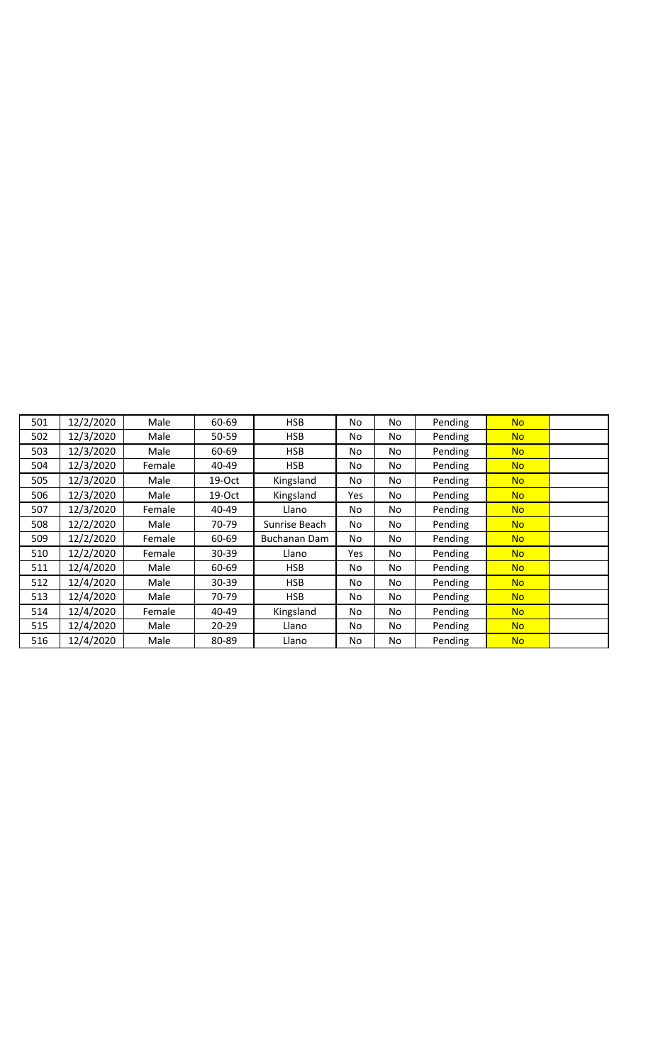| | | | | | | | | | |
|---|---|---|---|---|---|---|---|---|---|
| 501 | 12/2/2020 | Male | 60-69 | HSB | No | No | Pending | No | |
| 502 | 12/3/2020 | Male | 50-59 | HSB | No | No | Pending | No | |
| 503 | 12/3/2020 | Male | 60-69 | HSB | No | No | Pending | No | |
| 504 | 12/3/2020 | Female | 40-49 | HSB | No | No | Pending | No | |
| 505 | 12/3/2020 | Male | 19-Oct | Kingsland | No | No | Pending | No | |
| 506 | 12/3/2020 | Male | 19-Oct | Kingsland | Yes | No | Pending | No | |
| 507 | 12/3/2020 | Female | 40-49 | Llano | No | No | Pending | No | |
| 508 | 12/2/2020 | Male | 70-79 | Sunrise Beach | No | No | Pending | No | |
| 509 | 12/2/2020 | Female | 60-69 | Buchanan Dam | No | No | Pending | No | |
| 510 | 12/2/2020 | Female | 30-39 | Llano | Yes | No | Pending | No | |
| 511 | 12/4/2020 | Male | 60-69 | HSB | No | No | Pending | No | |
| 512 | 12/4/2020 | Male | 30-39 | HSB | No | No | Pending | No | |
| 513 | 12/4/2020 | Male | 70-79 | HSB | No | No | Pending | No | |
| 514 | 12/4/2020 | Female | 40-49 | Kingsland | No | No | Pending | No | |
| 515 | 12/4/2020 | Male | 20-29 | Llano | No | No | Pending | No | |
| 516 | 12/4/2020 | Male | 80-89 | Llano | No | No | Pending | No | |